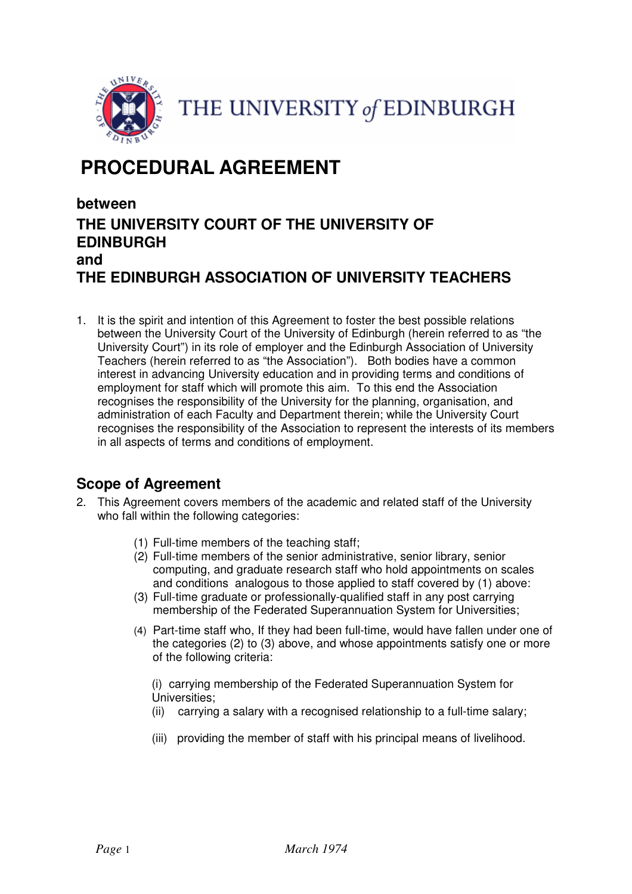THE UNIVERSITY of EDINBURGH

# PROCEDURAL AGREEMENT

**between**
**THE UNIVERSITY COURT OF THE UNIVERSITY OF EDINBURGH**
**and**
**THE EDINBURGH ASSOCIATION OF UNIVERSITY TEACHERS**

1. It is the spirit and intention of this Agreement to foster the best possible relations between the University Court of the University of Edinburgh (herein referred to as "the University Court") in its role of employer and the Edinburgh Association of University Teachers (herein referred to as "the Association"). Both bodies have a common interest in advancing University education and in providing terms and conditions of employment for staff which will promote this aim. To this end the Association recognises the responsibility of the University for the planning, organisation, and administration of each Faculty and Department therein; while the University Court recognises the responsibility of the Association to represent the interests of its members in all aspects of terms and conditions of employment.

## Scope of Agreement

2. This Agreement covers members of the academic and related staff of the University who fall within the following categories:

   (1) Full-time members of the teaching staff;
   (2) Full-time members of the senior administrative, senior library, senior computing, and graduate research staff who hold appointments on scales and conditions analogous to those applied to staff covered by (1) above:
   (3) Full-time graduate or professionally-qualified staff in any post carrying membership of the Federated Superannuation System for Universities;
   (4) Part-time staff who, If they had been full-time, would have fallen under one of the categories (2) to (3) above, and whose appointments satisfy one or more of the following criteria:

   (i) carrying membership of the Federated Superannuation System for Universities;
   (ii) carrying a salary with a recognised relationship to a full-time salary;
   (iii) providing the member of staff with his principal means of livelihood.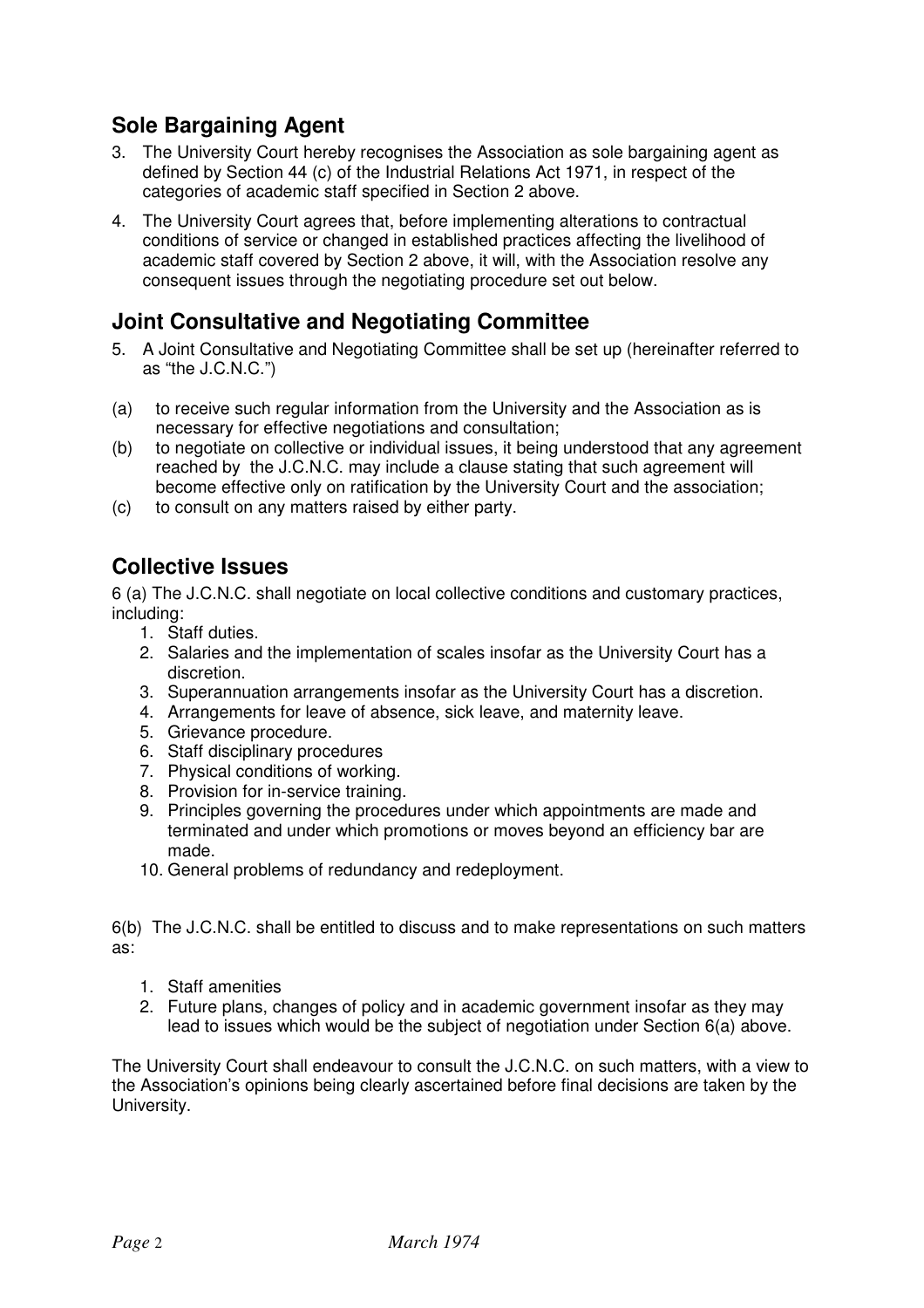## Sole Bargaining Agent

3. The University Court hereby recognises the Association as sole bargaining agent as defined by Section 44 (c) of the Industrial Relations Act 1971, in respect of the categories of academic staff specified in Section 2 above.
4. The University Court agrees that, before implementing alterations to contractual conditions of service or changed in established practices affecting the livelihood of academic staff covered by Section 2 above, it will, with the Association resolve any consequent issues through the negotiating procedure set out below.

## Joint Consultative and Negotiating Committee

5. A Joint Consultative and Negotiating Committee shall be set up (hereinafter referred to as "the J.C.N.C.")

(a) to receive such regular information from the University and the Association as is necessary for effective negotiations and consultation;

(b) to negotiate on collective or individual issues, it being understood that any agreement reached by the J.C.N.C. may include a clause stating that such agreement will become effective only on ratification by the University Court and the association;

(c) to consult on any matters raised by either party.

## Collective Issues

6 (a) The J.C.N.C. shall negotiate on local collective conditions and customary practices, including:

1. Staff duties.
2. Salaries and the implementation of scales insofar as the University Court has a discretion.
3. Superannuation arrangements insofar as the University Court has a discretion.
4. Arrangements for leave of absence, sick leave, and maternity leave.
5. Grievance procedure.
6. Staff disciplinary procedures
7. Physical conditions of working.
8. Provision for in-service training.
9. Principles governing the procedures under which appointments are made and terminated and under which promotions or moves beyond an efficiency bar are made.
10. General problems of redundancy and redeployment.

6(b) The J.C.N.C. shall be entitled to discuss and to make representations on such matters as:

1. Staff amenities
2. Future plans, changes of policy and in academic government insofar as they may lead to issues which would be the subject of negotiation under Section 6(a) above.

The University Court shall endeavour to consult the J.C.N.C. on such matters, with a view to the Association's opinions being clearly ascertained before final decisions are taken by the University.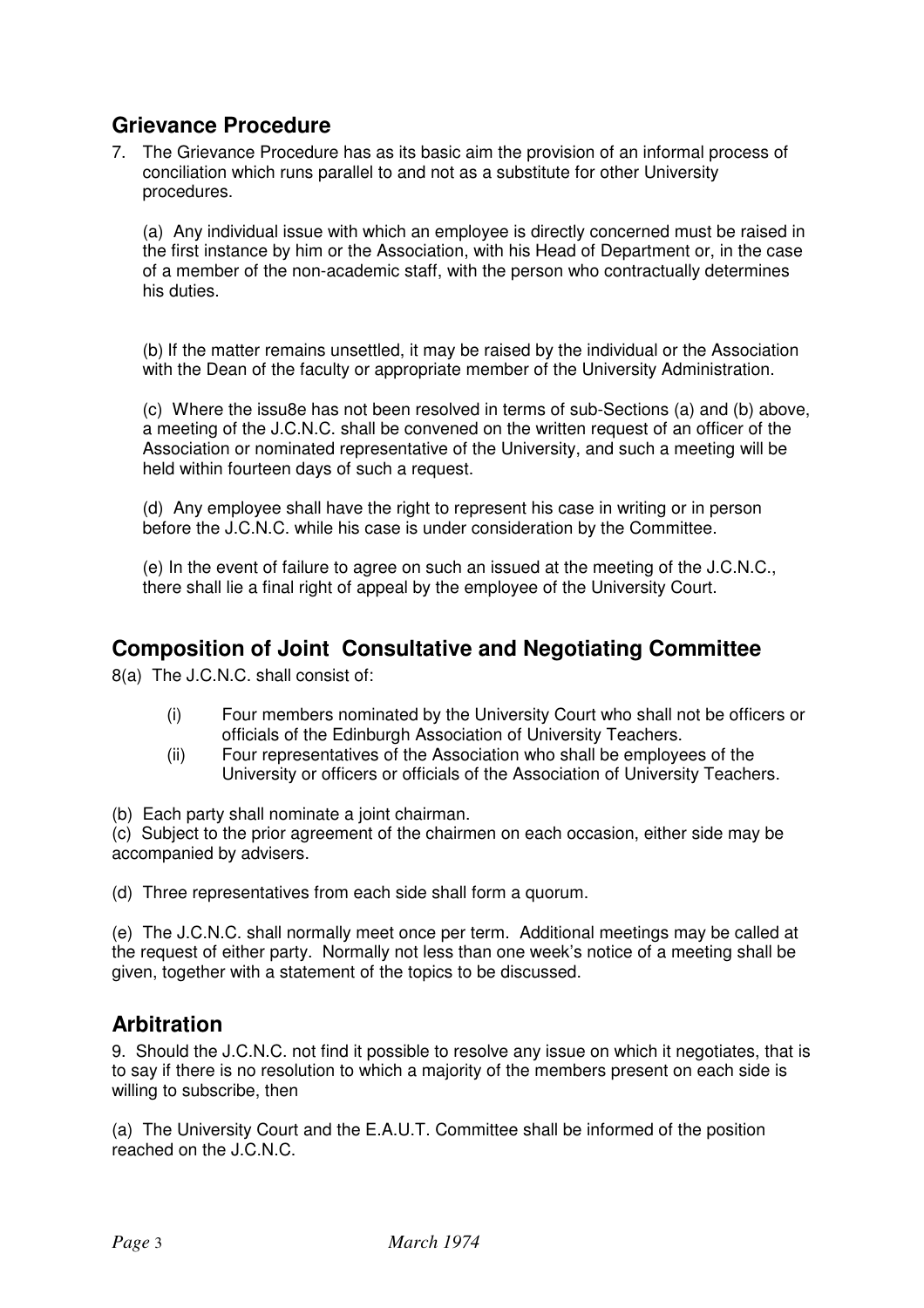## Grievance Procedure

7. The Grievance Procedure has as its basic aim the provision of an informal process of conciliation which runs parallel to and not as a substitute for other University procedures.

   (a) Any individual issue with which an employee is directly concerned must be raised in the first instance by him or the Association, with his Head of Department or, in the case of a member of the non-academic staff, with the person who contractually determines his duties.

   (b) If the matter remains unsettled, it may be raised by the individual or the Association with the Dean of the faculty or appropriate member of the University Administration.

   (c) Where the issu8e has not been resolved in terms of sub-Sections (a) and (b) above, a meeting of the J.C.N.C. shall be convened on the written request of an officer of the Association or nominated representative of the University, and such a meeting will be held within fourteen days of such a request.

   (d) Any employee shall have the right to represent his case in writing or in person before the J.C.N.C. while his case is under consideration by the Committee.

   (e) In the event of failure to agree on such an issued at the meeting of the J.C.N.C., there shall lie a final right of appeal by the employee of the University Court.

## Composition of Joint Consultative and Negotiating Committee

8(a) The J.C.N.C. shall consist of:

- (i) Four members nominated by the University Court who shall not be officers or officials of the Edinburgh Association of University Teachers.
- (ii) Four representatives of the Association who shall be employees of the University or officers or officials of the Association of University Teachers.

(b) Each party shall nominate a joint chairman.

(c) Subject to the prior agreement of the chairmen on each occasion, either side may be accompanied by advisers.

(d) Three representatives from each side shall form a quorum.

(e) The J.C.N.C. shall normally meet once per term. Additional meetings may be called at the request of either party. Normally not less than one week's notice of a meeting shall be given, together with a statement of the topics to be discussed.

## Arbitration

9. Should the J.C.N.C. not find it possible to resolve any issue on which it negotiates, that is to say if there is no resolution to which a majority of the members present on each side is willing to subscribe, then

(a) The University Court and the E.A.U.T. Committee shall be informed of the position reached on the J.C.N.C.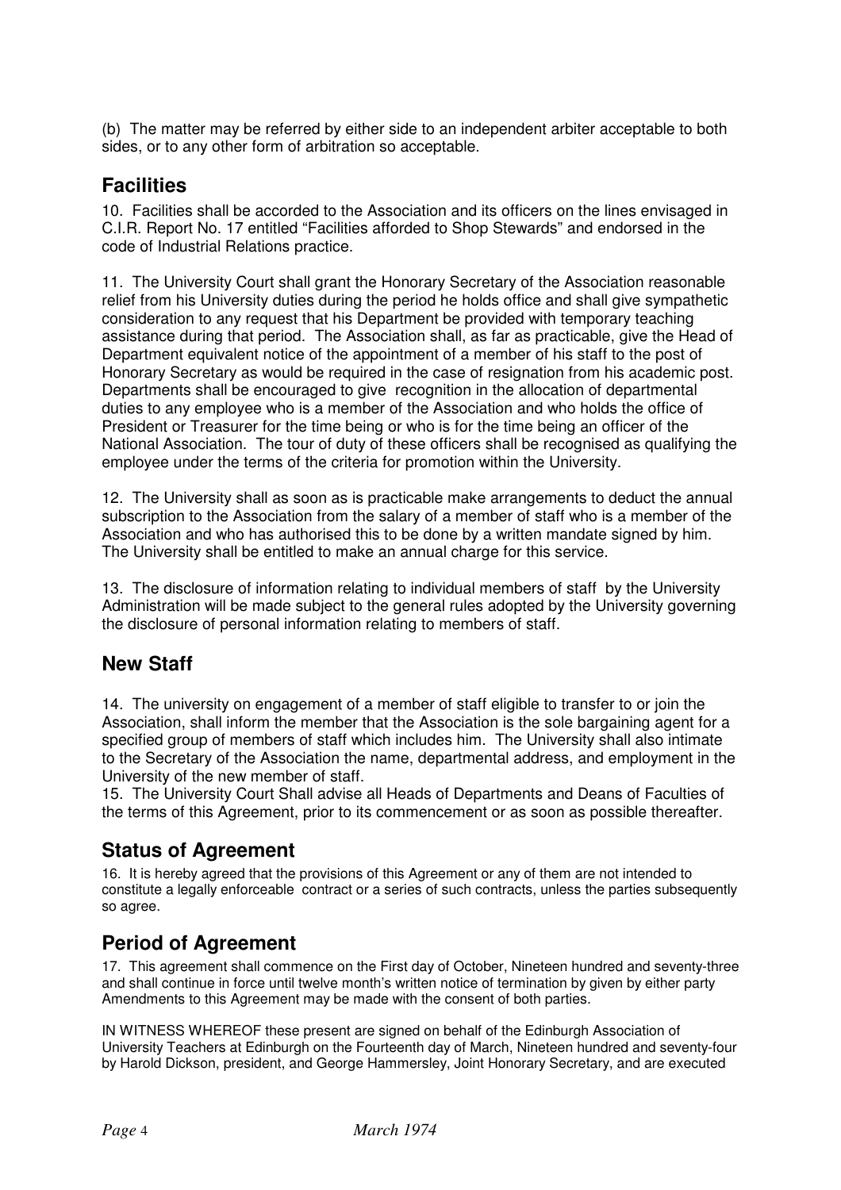(b) The matter may be referred by either side to an independent arbiter acceptable to both sides, or to any other form of arbitration so acceptable.

## Facilities

10. Facilities shall be accorded to the Association and its officers on the lines envisaged in C.I.R. Report No. 17 entitled "Facilities afforded to Shop Stewards" and endorsed in the code of Industrial Relations practice.

11. The University Court shall grant the Honorary Secretary of the Association reasonable relief from his University duties during the period he holds office and shall give sympathetic consideration to any request that his Department be provided with temporary teaching assistance during that period. The Association shall, as far as practicable, give the Head of Department equivalent notice of the appointment of a member of his staff to the post of Honorary Secretary as would be required in the case of resignation from his academic post. Departments shall be encouraged to give recognition in the allocation of departmental duties to any employee who is a member of the Association and who holds the office of President or Treasurer for the time being or who is for the time being an officer of the National Association. The tour of duty of these officers shall be recognised as qualifying the employee under the terms of the criteria for promotion within the University.

12. The University shall as soon as is practicable make arrangements to deduct the annual subscription to the Association from the salary of a member of staff who is a member of the Association and who has authorised this to be done by a written mandate signed by him. The University shall be entitled to make an annual charge for this service.

13. The disclosure of information relating to individual members of staff by the University Administration will be made subject to the general rules adopted by the University governing the disclosure of personal information relating to members of staff.

## New Staff

14. The university on engagement of a member of staff eligible to transfer to or join the Association, shall inform the member that the Association is the sole bargaining agent for a specified group of members of staff which includes him. The University shall also intimate to the Secretary of the Association the name, departmental address, and employment in the University of the new member of staff.

15. The University Court Shall advise all Heads of Departments and Deans of Faculties of the terms of this Agreement, prior to its commencement or as soon as possible thereafter.

## Status of Agreement

16. It is hereby agreed that the provisions of this Agreement or any of them are not intended to constitute a legally enforceable contract or a series of such contracts, unless the parties subsequently so agree.

## Period of Agreement

17. This agreement shall commence on the First day of October, Nineteen hundred and seventy-three and shall continue in force until twelve month's written notice of termination by given by either party Amendments to this Agreement may be made with the consent of both parties.

IN WITNESS WHEREOF these present are signed on behalf of the Edinburgh Association of University Teachers at Edinburgh on the Fourteenth day of March, Nineteen hundred and seventy-four by Harold Dickson, president, and George Hammersley, Joint Honorary Secretary, and are executed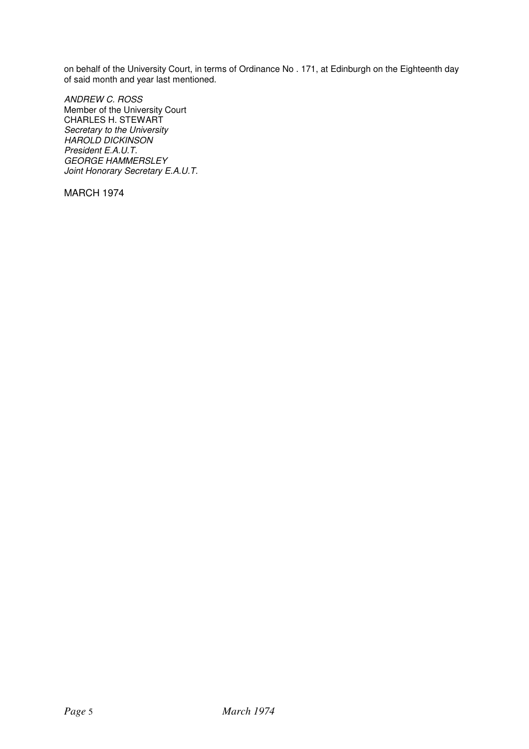on behalf of the University Court, in terms of Ordinance No . 171, at Edinburgh on the Eighteenth day of said month and year last mentioned.

*ANDREW C. ROSS*
Member of the University Court
CHARLES H. STEWART
*Secretary to the University*
*HAROLD DICKINSON*
*President E.A.U.T.*
*GEORGE HAMMERSLEY*
*Joint Honorary Secretary E.A.U.T.*

MARCH 1974